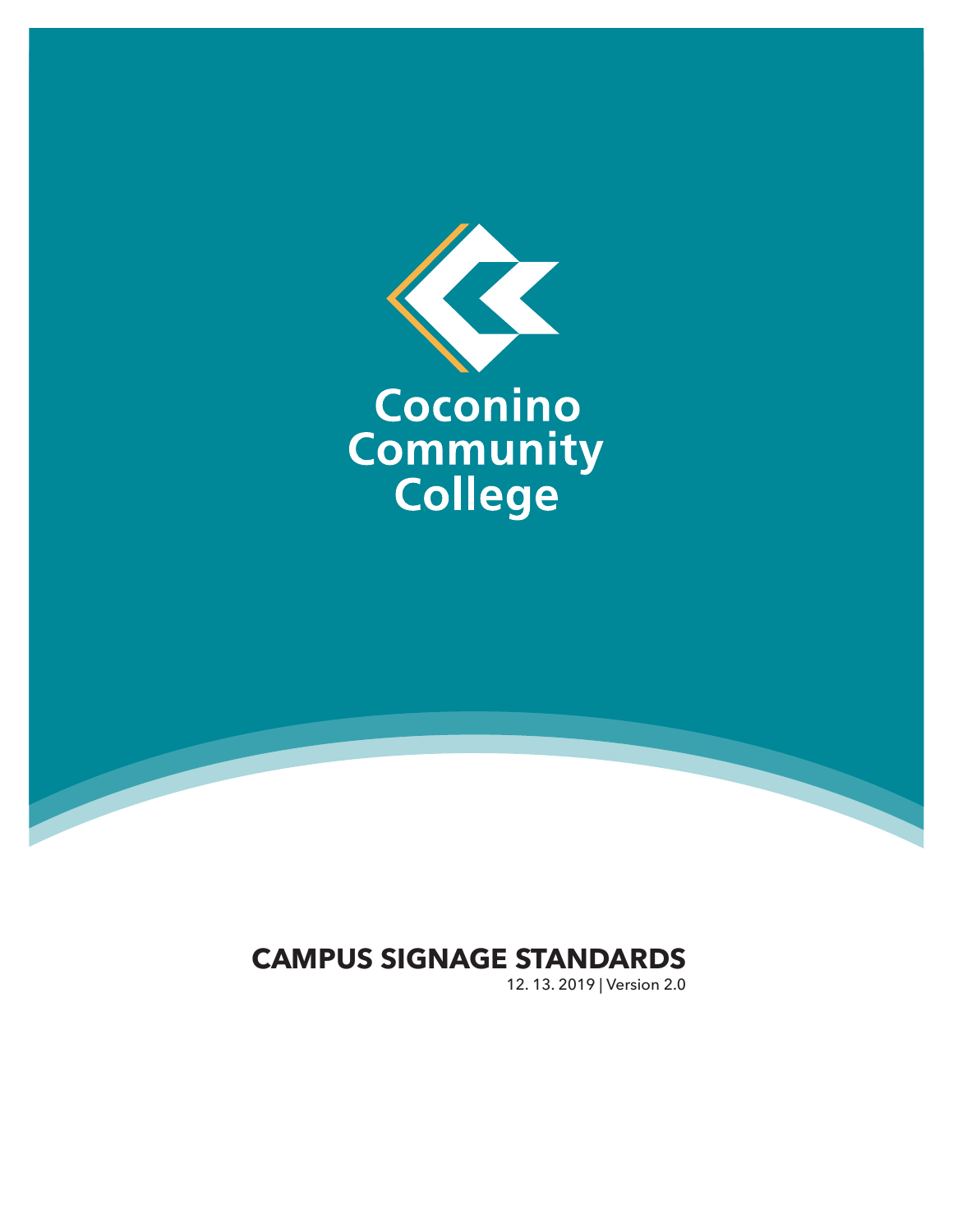Coconino Community College

# CAMPUS SIGNAGE STANDARDS

12. 13. 2019 | Version 2.0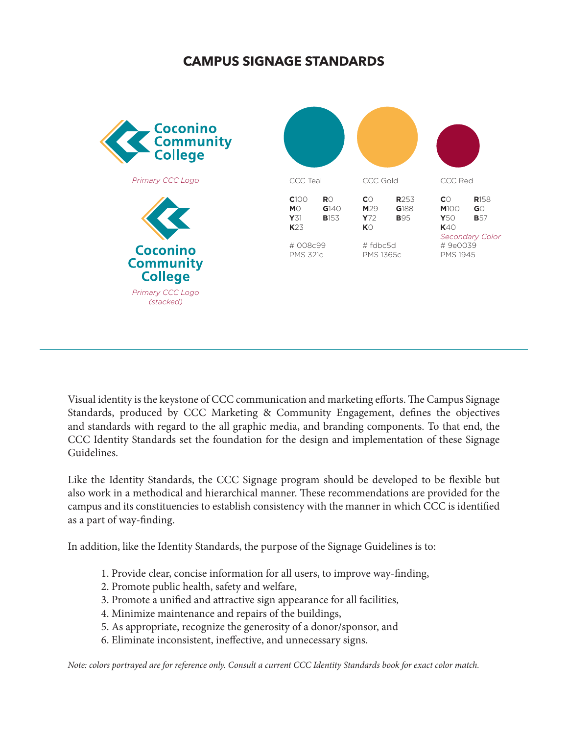# CAMPUS SIGNAGE STANDARDS

Coconino Community College

*Primary CCC Logo*

Coconino Community College

*Primary CCC Logo (stacked)*

| CCC Teal | | CCC Gold | | CCC Red | |
|---|---|---|---|---|---|
| **C**100 | **R**0 | **C**0 | **R**253 | **C**0 | **R**158 |
| **M**0 | **G**140 | **M**29 | **G**188 | **M**100 | **G**0 |
| **Y**31 | **B**153 | **Y**72 | **B**95 | **Y**50 | **B**57 |
| **K**23 | | **K**0 | | **K**40 | |
| | | | | *Secondary Color* | |
| # 008c99 | | # fdbc5d | | # 9e0039 | |
| PMS 321c | | PMS 1365c | | PMS 1945 | |

---

Visual identity is the keystone of CCC communication and marketing efforts. The Campus Signage Standards, produced by CCC Marketing & Community Engagement, defines the objectives and standards with regard to the all graphic media, and branding components. To that end, the CCC Identity Standards set the foundation for the design and implementation of these Signage Guidelines.

Like the Identity Standards, the CCC Signage program should be developed to be flexible but also work in a methodical and hierarchical manner. These recommendations are provided for the campus and its constituencies to establish consistency with the manner in which CCC is identified as a part of way-finding.

In addition, like the Identity Standards, the purpose of the Signage Guidelines is to:

1. Provide clear, concise information for all users, to improve way-finding,
2. Promote public health, safety and welfare,
3. Promote a unified and attractive sign appearance for all facilities,
4. Minimize maintenance and repairs of the buildings,
5. As appropriate, recognize the generosity of a donor/sponsor, and
6. Eliminate inconsistent, ineffective, and unnecessary signs.

*Note: colors portrayed are for reference only. Consult a current CCC Identity Standards book for exact color match.*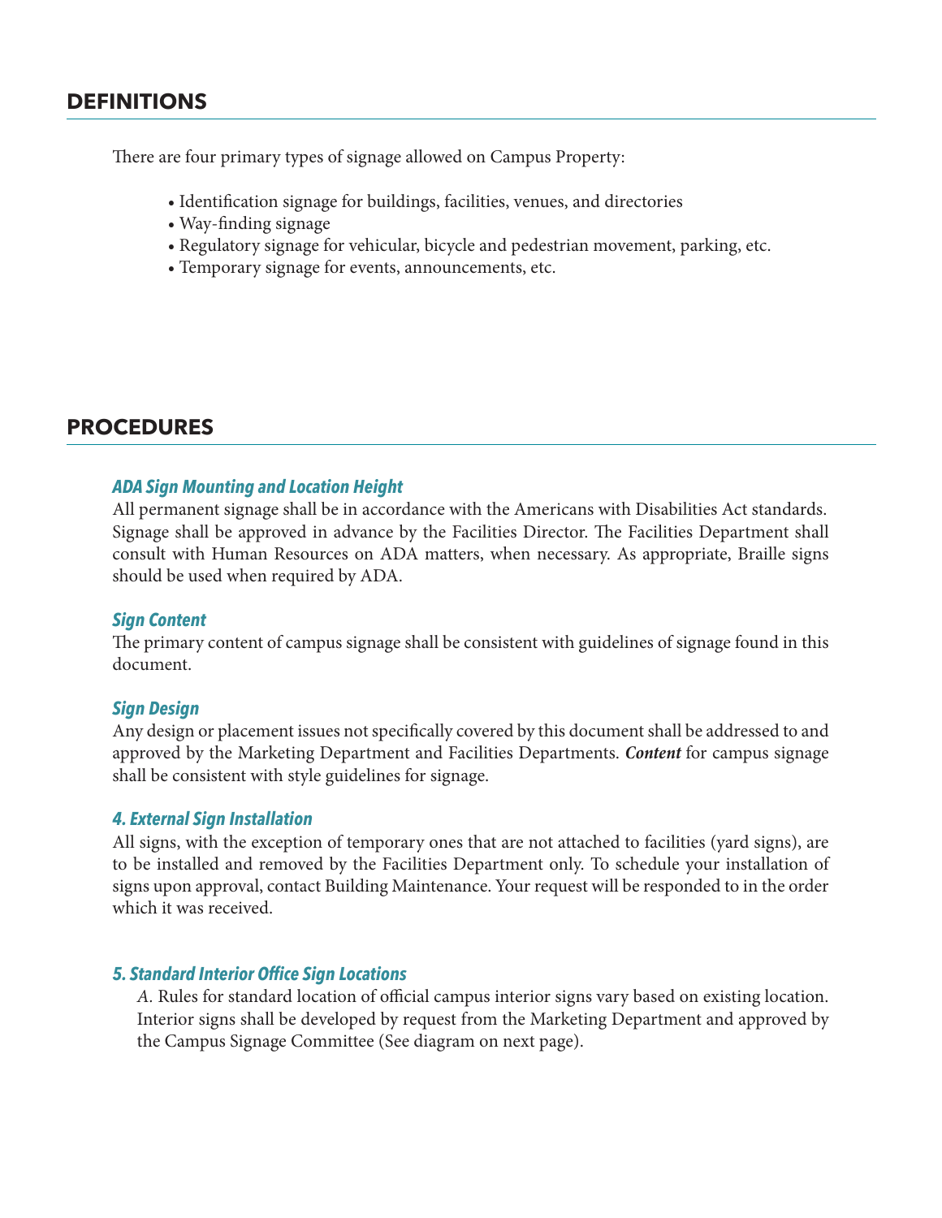## DEFINITIONS

There are four primary types of signage allowed on Campus Property:

- Identification signage for buildings, facilities, venues, and directories
- Way-finding signage
- Regulatory signage for vehicular, bicycle and pedestrian movement, parking, etc.
- Temporary signage for events, announcements, etc.

## PROCEDURES

### *ADA Sign Mounting and Location Height*

All permanent signage shall be in accordance with the Americans with Disabilities Act standards. Signage shall be approved in advance by the Facilities Director. The Facilities Department shall consult with Human Resources on ADA matters, when necessary. As appropriate, Braille signs should be used when required by ADA.

### *Sign Content*

The primary content of campus signage shall be consistent with guidelines of signage found in this document.

### *Sign Design*

Any design or placement issues not specifically covered by this document shall be addressed to and approved by the Marketing Department and Facilities Departments. ***Content*** for campus signage shall be consistent with style guidelines for signage.

### *4. External Sign Installation*

All signs, with the exception of temporary ones that are not attached to facilities (yard signs), are to be installed and removed by the Facilities Department only. To schedule your installation of signs upon approval, contact Building Maintenance. Your request will be responded to in the order which it was received.

### *5. Standard Interior Office Sign Locations*

*A.* Rules for standard location of official campus interior signs vary based on existing location. Interior signs shall be developed by request from the Marketing Department and approved by the Campus Signage Committee (See diagram on next page).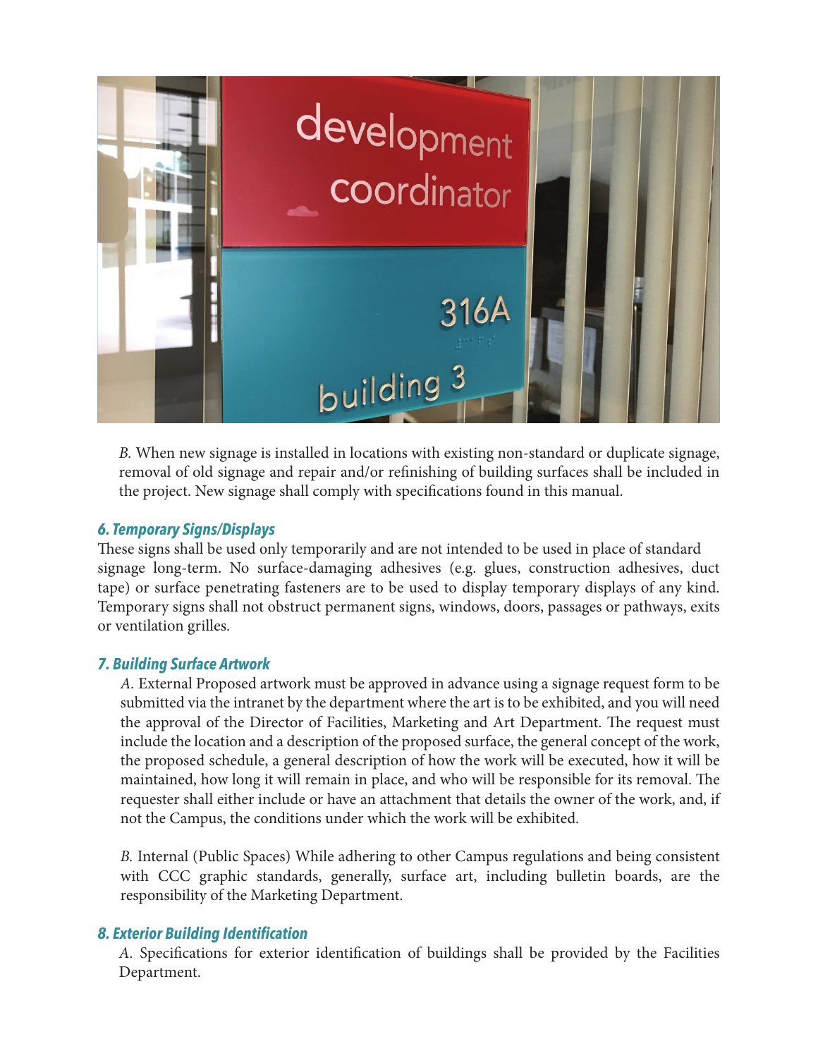*B.* When new signage is installed in locations with existing non-standard or duplicate signage, removal of old signage and repair and/or refinishing of building surfaces shall be included in the project. New signage shall comply with specifications found in this manual.

### *6. Temporary Signs/Displays*

These signs shall be used only temporarily and are not intended to be used in place of standard signage long-term. No surface-damaging adhesives (e.g. glues, construction adhesives, duct tape) or surface penetrating fasteners are to be used to display temporary displays of any kind. Temporary signs shall not obstruct permanent signs, windows, doors, passages or pathways, exits or ventilation grilles.

### *7. Building Surface Artwork*

*A.* External Proposed artwork must be approved in advance using a signage request form to be submitted via the intranet by the department where the art is to be exhibited, and you will need the approval of the Director of Facilities, Marketing and Art Department. The request must include the location and a description of the proposed surface, the general concept of the work, the proposed schedule, a general description of how the work will be executed, how it will be maintained, how long it will remain in place, and who will be responsible for its removal. The requester shall either include or have an attachment that details the owner of the work, and, if not the Campus, the conditions under which the work will be exhibited.

*B.* Internal (Public Spaces) While adhering to other Campus regulations and being consistent with CCC graphic standards, generally, surface art, including bulletin boards, are the responsibility of the Marketing Department.

### *8. Exterior Building Identification*

*A.* Specifications for exterior identification of buildings shall be provided by the Facilities Department.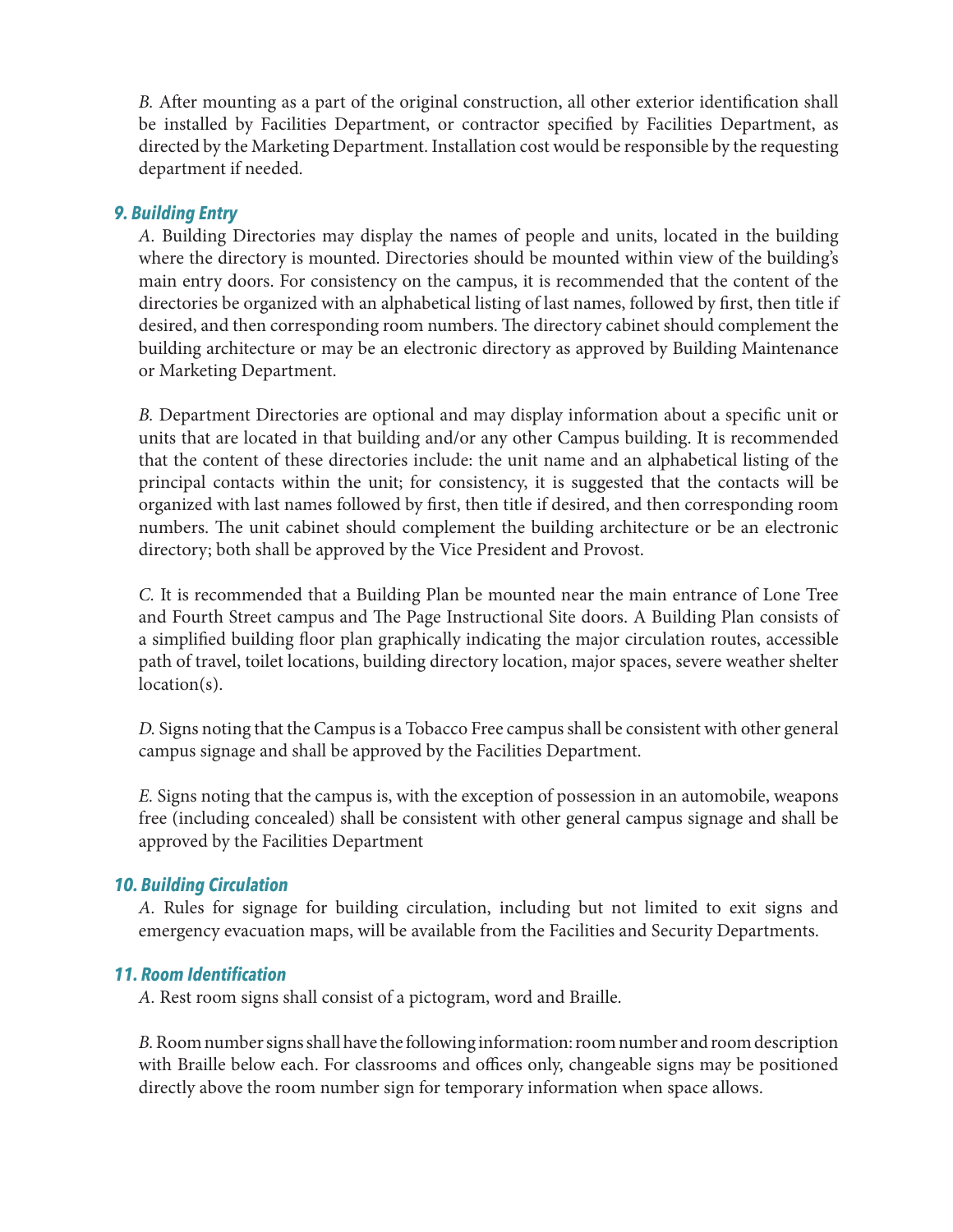*B.* After mounting as a part of the original construction, all other exterior identification shall be installed by Facilities Department, or contractor specified by Facilities Department, as directed by the Marketing Department. Installation cost would be responsible by the requesting department if needed.

### 9. Building Entry

*A.* Building Directories may display the names of people and units, located in the building where the directory is mounted. Directories should be mounted within view of the building's main entry doors. For consistency on the campus, it is recommended that the content of the directories be organized with an alphabetical listing of last names, followed by first, then title if desired, and then corresponding room numbers. The directory cabinet should complement the building architecture or may be an electronic directory as approved by Building Maintenance or Marketing Department.

*B.* Department Directories are optional and may display information about a specific unit or units that are located in that building and/or any other Campus building. It is recommended that the content of these directories include: the unit name and an alphabetical listing of the principal contacts within the unit; for consistency, it is suggested that the contacts will be organized with last names followed by first, then title if desired, and then corresponding room numbers. The unit cabinet should complement the building architecture or be an electronic directory; both shall be approved by the Vice President and Provost.

*C.* It is recommended that a Building Plan be mounted near the main entrance of Lone Tree and Fourth Street campus and The Page Instructional Site doors. A Building Plan consists of a simplified building floor plan graphically indicating the major circulation routes, accessible path of travel, toilet locations, building directory location, major spaces, severe weather shelter location(s).

*D.* Signs noting that the Campus is a Tobacco Free campus shall be consistent with other general campus signage and shall be approved by the Facilities Department.

*E.* Signs noting that the campus is, with the exception of possession in an automobile, weapons free (including concealed) shall be consistent with other general campus signage and shall be approved by the Facilities Department

### 10. Building Circulation

*A.* Rules for signage for building circulation, including but not limited to exit signs and emergency evacuation maps, will be available from the Facilities and Security Departments.

### 11. Room Identification

*A.* Rest room signs shall consist of a pictogram, word and Braille.

*B.* Room number signs shall have the following information: room number and room description with Braille below each. For classrooms and offices only, changeable signs may be positioned directly above the room number sign for temporary information when space allows.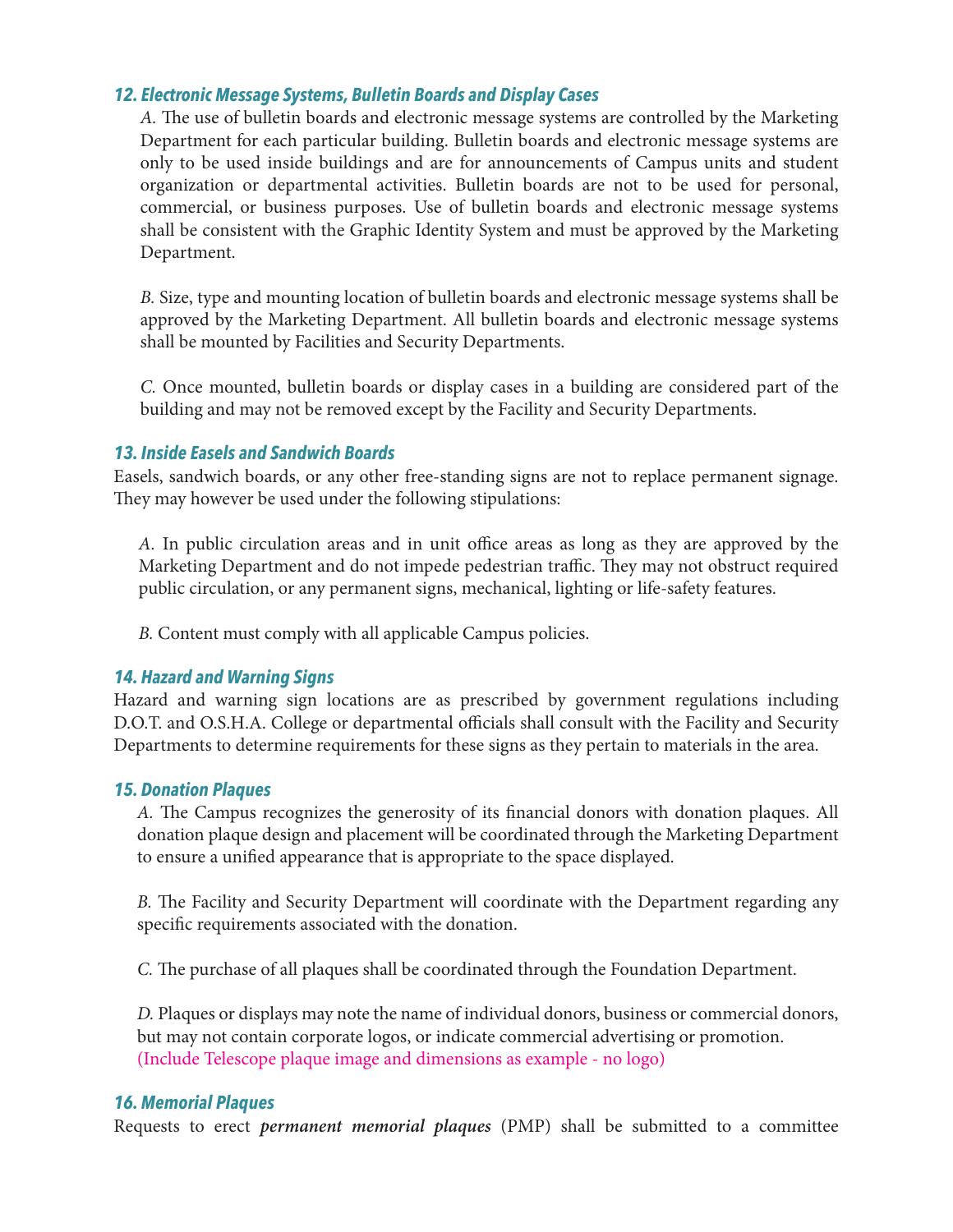### *12. Electronic Message Systems, Bulletin Boards and Display Cases*

*A.* The use of bulletin boards and electronic message systems are controlled by the Marketing Department for each particular building. Bulletin boards and electronic message systems are only to be used inside buildings and are for announcements of Campus units and student organization or departmental activities. Bulletin boards are not to be used for personal, commercial, or business purposes. Use of bulletin boards and electronic message systems shall be consistent with the Graphic Identity System and must be approved by the Marketing Department.

*B.* Size, type and mounting location of bulletin boards and electronic message systems shall be approved by the Marketing Department. All bulletin boards and electronic message systems shall be mounted by Facilities and Security Departments.

*C.* Once mounted, bulletin boards or display cases in a building are considered part of the building and may not be removed except by the Facility and Security Departments.

### *13. Inside Easels and Sandwich Boards*

Easels, sandwich boards, or any other free-standing signs are not to replace permanent signage. They may however be used under the following stipulations:

*A.* In public circulation areas and in unit office areas as long as they are approved by the Marketing Department and do not impede pedestrian traffic. They may not obstruct required public circulation, or any permanent signs, mechanical, lighting or life-safety features.

*B.* Content must comply with all applicable Campus policies.

### *14. Hazard and Warning Signs*

Hazard and warning sign locations are as prescribed by government regulations including D.O.T. and O.S.H.A. College or departmental officials shall consult with the Facility and Security Departments to determine requirements for these signs as they pertain to materials in the area.

### *15. Donation Plaques*

*A.* The Campus recognizes the generosity of its financial donors with donation plaques. All donation plaque design and placement will be coordinated through the Marketing Department to ensure a unified appearance that is appropriate to the space displayed.

*B.* The Facility and Security Department will coordinate with the Department regarding any specific requirements associated with the donation.

*C.* The purchase of all plaques shall be coordinated through the Foundation Department.

*D.* Plaques or displays may note the name of individual donors, business or commercial donors, but may not contain corporate logos, or indicate commercial advertising or promotion. (Include Telescope plaque image and dimensions as example - no logo)

### *16. Memorial Plaques*

Requests to erect ***permanent memorial plaques*** (PMP) shall be submitted to a committee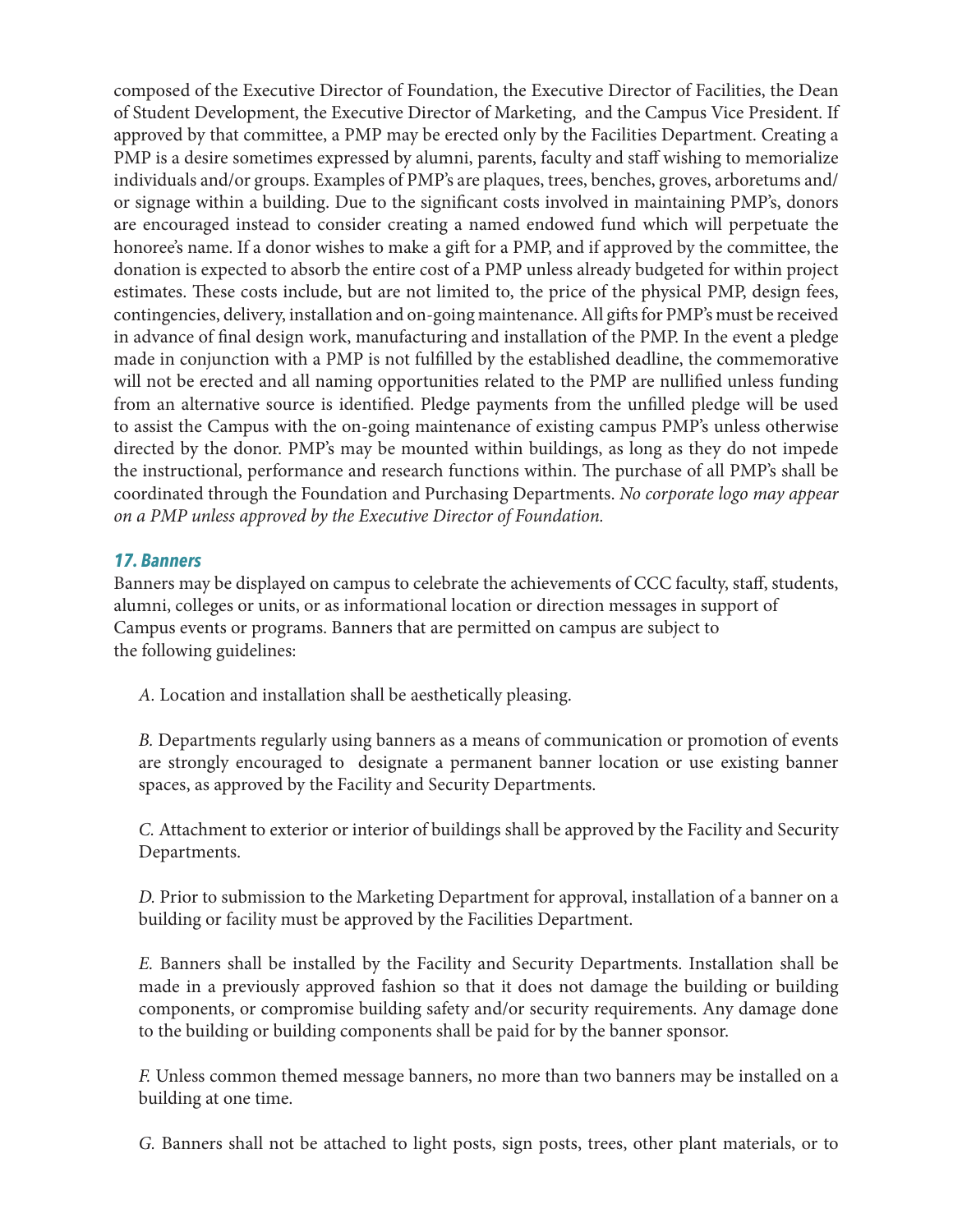composed of the Executive Director of Foundation, the Executive Director of Facilities, the Dean of Student Development, the Executive Director of Marketing, and the Campus Vice President. If approved by that committee, a PMP may be erected only by the Facilities Department. Creating a PMP is a desire sometimes expressed by alumni, parents, faculty and staff wishing to memorialize individuals and/or groups. Examples of PMP's are plaques, trees, benches, groves, arboretums and/or signage within a building. Due to the significant costs involved in maintaining PMP's, donors are encouraged instead to consider creating a named endowed fund which will perpetuate the honoree's name. If a donor wishes to make a gift for a PMP, and if approved by the committee, the donation is expected to absorb the entire cost of a PMP unless already budgeted for within project estimates. These costs include, but are not limited to, the price of the physical PMP, design fees, contingencies, delivery, installation and on-going maintenance. All gifts for PMP's must be received in advance of final design work, manufacturing and installation of the PMP. In the event a pledge made in conjunction with a PMP is not fulfilled by the established deadline, the commemorative will not be erected and all naming opportunities related to the PMP are nullified unless funding from an alternative source is identified. Pledge payments from the unfilled pledge will be used to assist the Campus with the on-going maintenance of existing campus PMP's unless otherwise directed by the donor. PMP's may be mounted within buildings, as long as they do not impede the instructional, performance and research functions within. The purchase of all PMP's shall be coordinated through the Foundation and Purchasing Departments. *No corporate logo may appear on a PMP unless approved by the Executive Director of Foundation.*

### *17. Banners*

Banners may be displayed on campus to celebrate the achievements of CCC faculty, staff, students, alumni, colleges or units, or as informational location or direction messages in support of Campus events or programs. Banners that are permitted on campus are subject to the following guidelines:

*A.* Location and installation shall be aesthetically pleasing.

*B.* Departments regularly using banners as a means of communication or promotion of events are strongly encouraged to designate a permanent banner location or use existing banner spaces, as approved by the Facility and Security Departments.

*C.* Attachment to exterior or interior of buildings shall be approved by the Facility and Security Departments.

*D.* Prior to submission to the Marketing Department for approval, installation of a banner on a building or facility must be approved by the Facilities Department.

*E.* Banners shall be installed by the Facility and Security Departments. Installation shall be made in a previously approved fashion so that it does not damage the building or building components, or compromise building safety and/or security requirements. Any damage done to the building or building components shall be paid for by the banner sponsor.

*F.* Unless common themed message banners, no more than two banners may be installed on a building at one time.

*G.* Banners shall not be attached to light posts, sign posts, trees, other plant materials, or to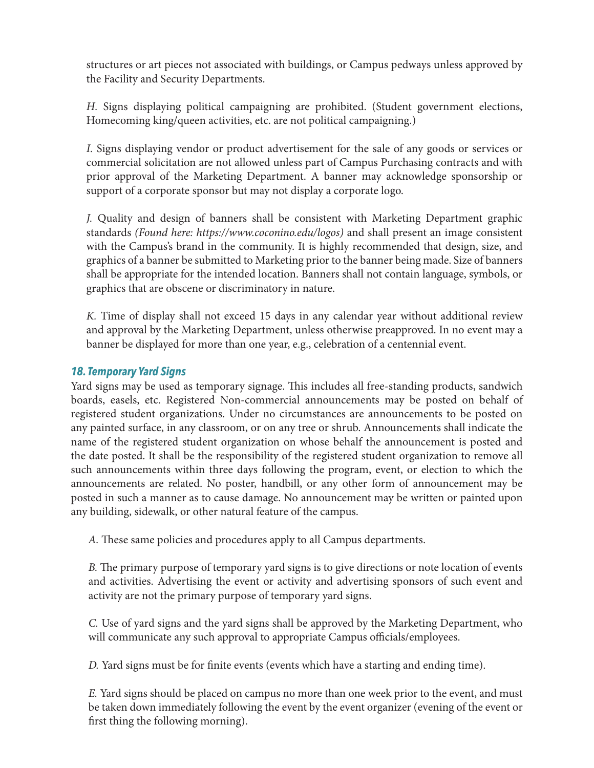structures or art pieces not associated with buildings, or Campus pedways unless approved by the Facility and Security Departments.

*H.* Signs displaying political campaigning are prohibited. (Student government elections, Homecoming king/queen activities, etc. are not political campaigning.)

*I.* Signs displaying vendor or product advertisement for the sale of any goods or services or commercial solicitation are not allowed unless part of Campus Purchasing contracts and with prior approval of the Marketing Department. A banner may acknowledge sponsorship or support of a corporate sponsor but may not display a corporate logo.

*J.* Quality and design of banners shall be consistent with Marketing Department graphic standards *(Found here: https://www.coconino.edu/logos)* and shall present an image consistent with the Campus's brand in the community. It is highly recommended that design, size, and graphics of a banner be submitted to Marketing prior to the banner being made. Size of banners shall be appropriate for the intended location. Banners shall not contain language, symbols, or graphics that are obscene or discriminatory in nature.

*K.* Time of display shall not exceed 15 days in any calendar year without additional review and approval by the Marketing Department, unless otherwise preapproved. In no event may a banner be displayed for more than one year, e.g., celebration of a centennial event.

### 18. Temporary Yard Signs

Yard signs may be used as temporary signage. This includes all free-standing products, sandwich boards, easels, etc. Registered Non-commercial announcements may be posted on behalf of registered student organizations. Under no circumstances are announcements to be posted on any painted surface, in any classroom, or on any tree or shrub. Announcements shall indicate the name of the registered student organization on whose behalf the announcement is posted and the date posted. It shall be the responsibility of the registered student organization to remove all such announcements within three days following the program, event, or election to which the announcements are related. No poster, handbill, or any other form of announcement may be posted in such a manner as to cause damage. No announcement may be written or painted upon any building, sidewalk, or other natural feature of the campus.

*A.* These same policies and procedures apply to all Campus departments.

*B.* The primary purpose of temporary yard signs is to give directions or note location of events and activities. Advertising the event or activity and advertising sponsors of such event and activity are not the primary purpose of temporary yard signs.

*C.* Use of yard signs and the yard signs shall be approved by the Marketing Department, who will communicate any such approval to appropriate Campus officials/employees.

*D.* Yard signs must be for finite events (events which have a starting and ending time).

*E.* Yard signs should be placed on campus no more than one week prior to the event, and must be taken down immediately following the event by the event organizer (evening of the event or first thing the following morning).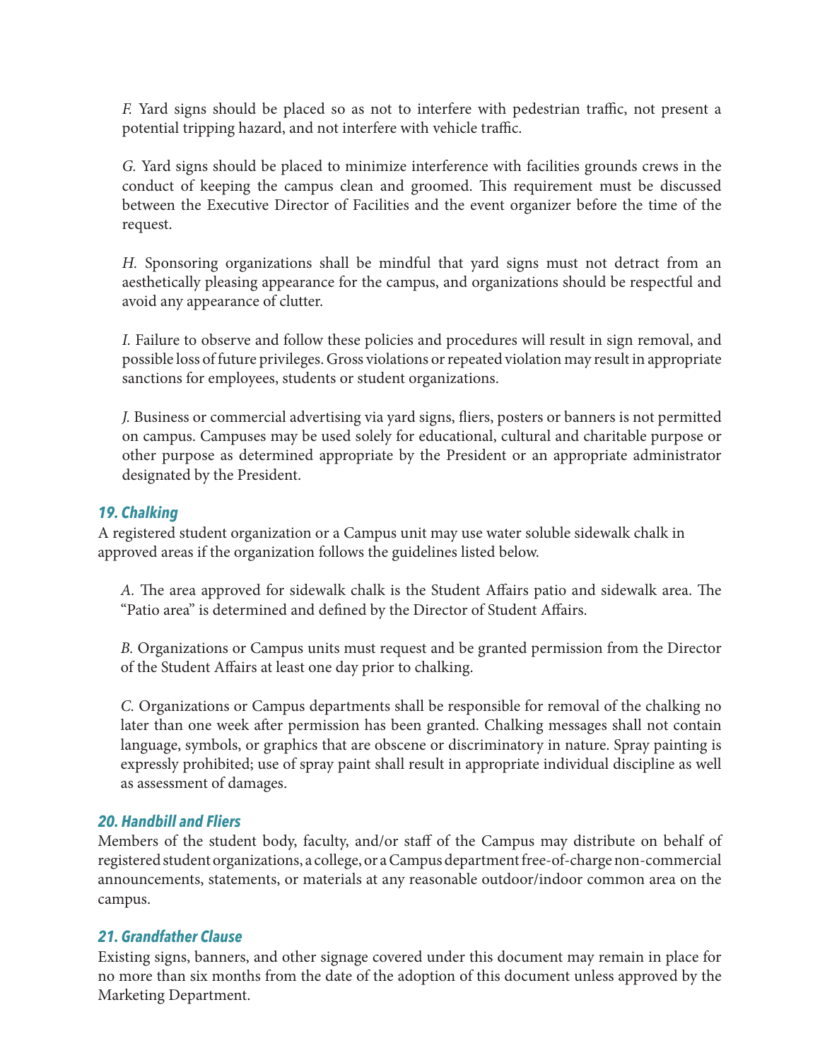*F.* Yard signs should be placed so as not to interfere with pedestrian traffic, not present a potential tripping hazard, and not interfere with vehicle traffic.

*G.* Yard signs should be placed to minimize interference with facilities grounds crews in the conduct of keeping the campus clean and groomed. This requirement must be discussed between the Executive Director of Facilities and the event organizer before the time of the request.

*H.* Sponsoring organizations shall be mindful that yard signs must not detract from an aesthetically pleasing appearance for the campus, and organizations should be respectful and avoid any appearance of clutter.

*I.* Failure to observe and follow these policies and procedures will result in sign removal, and possible loss of future privileges. Gross violations or repeated violation may result in appropriate sanctions for employees, students or student organizations.

*J.* Business or commercial advertising via yard signs, fliers, posters or banners is not permitted on campus. Campuses may be used solely for educational, cultural and charitable purpose or other purpose as determined appropriate by the President or an appropriate administrator designated by the President.

### *19. Chalking*

A registered student organization or a Campus unit may use water soluble sidewalk chalk in approved areas if the organization follows the guidelines listed below.

*A.* The area approved for sidewalk chalk is the Student Affairs patio and sidewalk area. The "Patio area" is determined and defined by the Director of Student Affairs.

*B.* Organizations or Campus units must request and be granted permission from the Director of the Student Affairs at least one day prior to chalking.

*C.* Organizations or Campus departments shall be responsible for removal of the chalking no later than one week after permission has been granted. Chalking messages shall not contain language, symbols, or graphics that are obscene or discriminatory in nature. Spray painting is expressly prohibited; use of spray paint shall result in appropriate individual discipline as well as assessment of damages.

### *20. Handbill and Fliers*

Members of the student body, faculty, and/or staff of the Campus may distribute on behalf of registered student organizations, a college, or a Campus department free-of-charge non-commercial announcements, statements, or materials at any reasonable outdoor/indoor common area on the campus.

### *21. Grandfather Clause*

Existing signs, banners, and other signage covered under this document may remain in place for no more than six months from the date of the adoption of this document unless approved by the Marketing Department.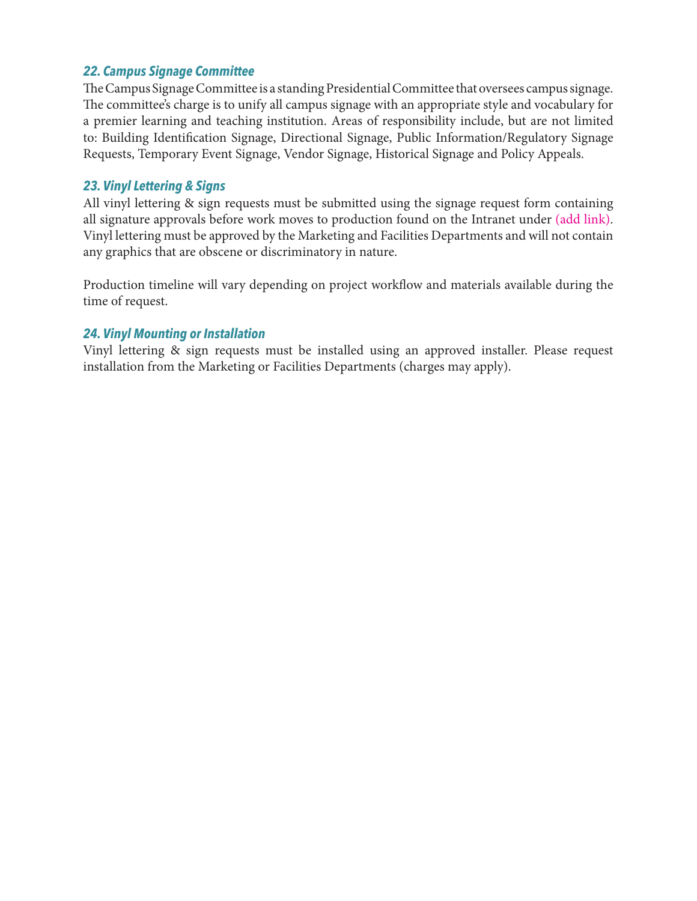### *22. Campus Signage Committee*

The Campus Signage Committee is a standing Presidential Committee that oversees campus signage. The committee's charge is to unify all campus signage with an appropriate style and vocabulary for a premier learning and teaching institution. Areas of responsibility include, but are not limited to: Building Identification Signage, Directional Signage, Public Information/Regulatory Signage Requests, Temporary Event Signage, Vendor Signage, Historical Signage and Policy Appeals.

### *23. Vinyl Lettering & Signs*

All vinyl lettering & sign requests must be submitted using the signage request form containing all signature approvals before work moves to production found on the Intranet under (add link). Vinyl lettering must be approved by the Marketing and Facilities Departments and will not contain any graphics that are obscene or discriminatory in nature.

Production timeline will vary depending on project workflow and materials available during the time of request.

### *24. Vinyl Mounting or Installation*

Vinyl lettering & sign requests must be installed using an approved installer. Please request installation from the Marketing or Facilities Departments (charges may apply).